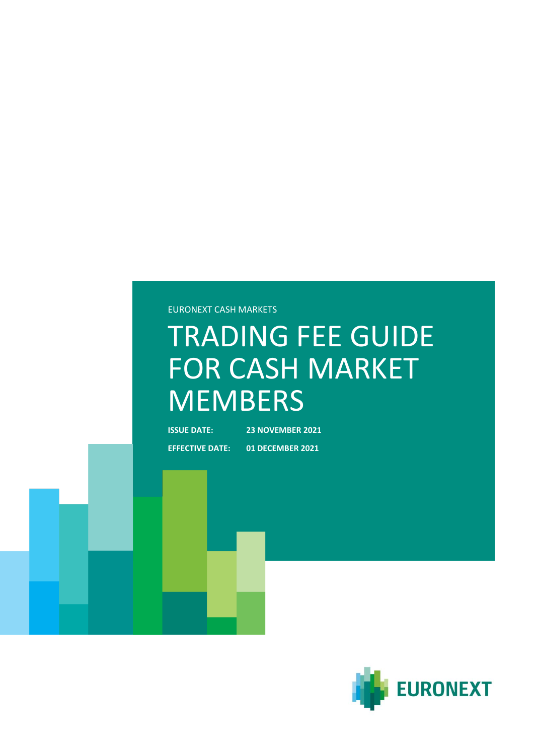EURONEXT CASH MARKETS

# TRADING FEE GUIDE FOR CASH MARKET MEMBERS

**ISSUE DATE:** **23 NOVEMBER 2021**

**EFFECTIVE DATE:** **01 DECEMBER 2021**

EURONEXT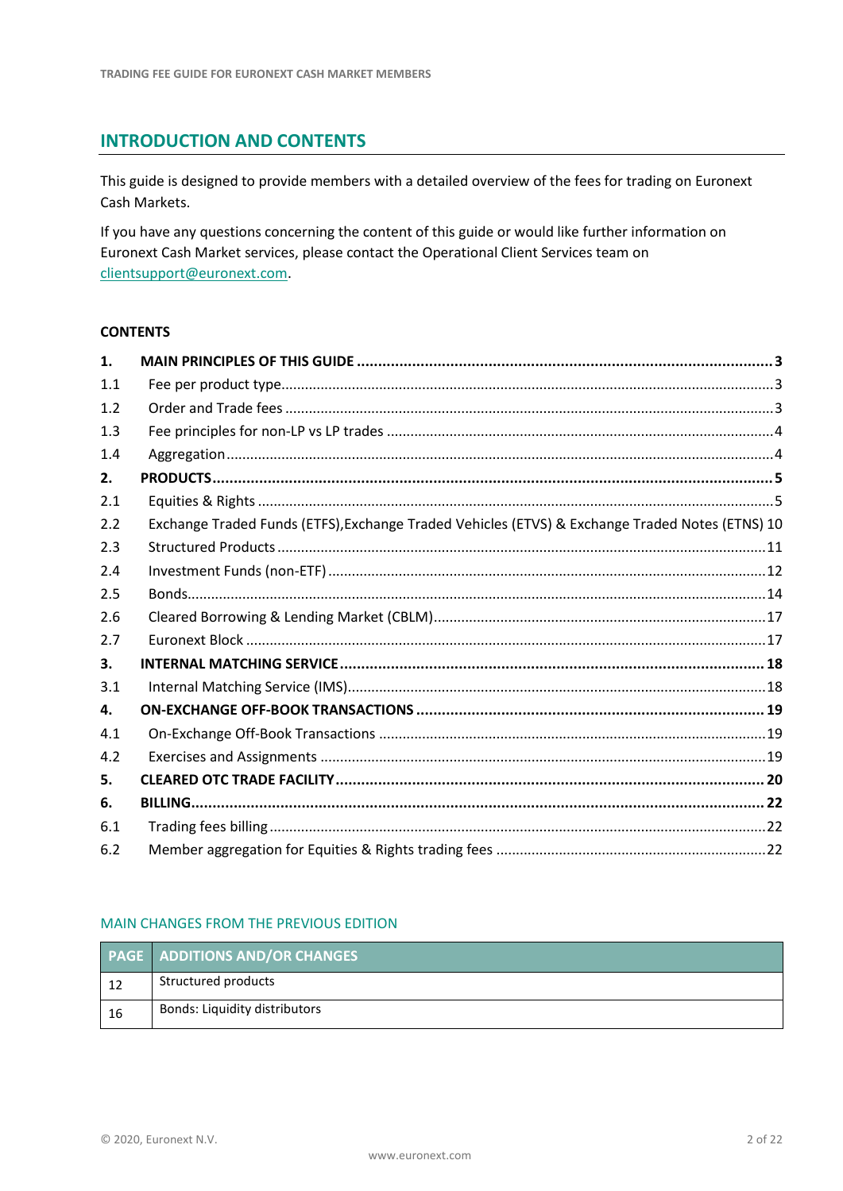## INTRODUCTION AND CONTENTS

This guide is designed to provide members with a detailed overview of the fees for trading on Euronext Cash Markets.

If you have any questions concerning the content of this guide or would like further information on Euronext Cash Market services, please contact the Operational Client Services team on clientsupport@euronext.com.

### CONTENTS

| | | |
|---|---|---|
| **1.** | **MAIN PRINCIPLES OF THIS GUIDE** | **3** |
| 1.1 | Fee per product type | 3 |
| 1.2 | Order and Trade fees | 3 |
| 1.3 | Fee principles for non-LP vs LP trades | 4 |
| 1.4 | Aggregation | 4 |
| **2.** | **PRODUCTS** | **5** |
| 2.1 | Equities & Rights | 5 |
| 2.2 | Exchange Traded Funds (ETFS),Exchange Traded Vehicles (ETVS) & Exchange Traded Notes (ETNS) | 10 |
| 2.3 | Structured Products | 11 |
| 2.4 | Investment Funds (non-ETF) | 12 |
| 2.5 | Bonds | 14 |
| 2.6 | Cleared Borrowing & Lending Market (CBLM) | 17 |
| 2.7 | Euronext Block | 17 |
| **3.** | **INTERNAL MATCHING SERVICE** | **18** |
| 3.1 | Internal Matching Service (IMS) | 18 |
| **4.** | **ON-EXCHANGE OFF-BOOK TRANSACTIONS** | **19** |
| 4.1 | On-Exchange Off-Book Transactions | 19 |
| 4.2 | Exercises and Assignments | 19 |
| **5.** | **CLEARED OTC TRADE FACILITY** | **20** |
| **6.** | **BILLING** | **22** |
| 6.1 | Trading fees billing | 22 |
| 6.2 | Member aggregation for Equities & Rights trading fees | 22 |

#### MAIN CHANGES FROM THE PREVIOUS EDITION

| PAGE | ADDITIONS AND/OR CHANGES |
|---|---|
| 12 | Structured products |
| 16 | Bonds: Liquidity distributors |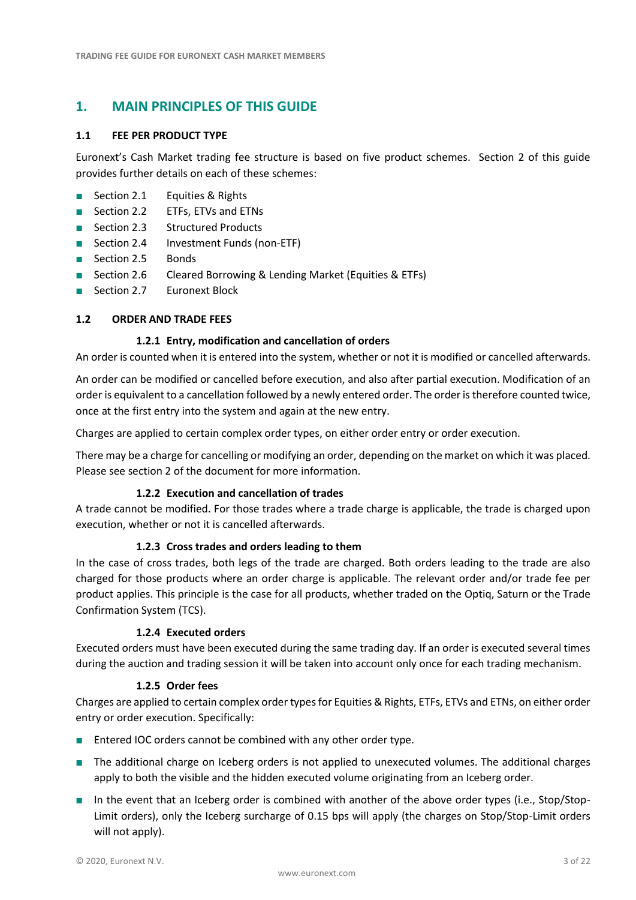# 1. MAIN PRINCIPLES OF THIS GUIDE

## 1.1 FEE PER PRODUCT TYPE

Euronext's Cash Market trading fee structure is based on five product schemes. Section 2 of this guide provides further details on each of these schemes:

- Section 2.1 Equities & Rights
- Section 2.2 ETFs, ETVs and ETNs
- Section 2.3 Structured Products
- Section 2.4 Investment Funds (non-ETF)
- Section 2.5 Bonds
- Section 2.6 Cleared Borrowing & Lending Market (Equities & ETFs)
- Section 2.7 Euronext Block

## 1.2 ORDER AND TRADE FEES

### 1.2.1 Entry, modification and cancellation of orders

An order is counted when it is entered into the system, whether or not it is modified or cancelled afterwards.

An order can be modified or cancelled before execution, and also after partial execution. Modification of an order is equivalent to a cancellation followed by a newly entered order. The order is therefore counted twice, once at the first entry into the system and again at the new entry.

Charges are applied to certain complex order types, on either order entry or order execution.

There may be a charge for cancelling or modifying an order, depending on the market on which it was placed. Please see section 2 of the document for more information.

### 1.2.2 Execution and cancellation of trades

A trade cannot be modified. For those trades where a trade charge is applicable, the trade is charged upon execution, whether or not it is cancelled afterwards.

### 1.2.3 Cross trades and orders leading to them

In the case of cross trades, both legs of the trade are charged. Both orders leading to the trade are also charged for those products where an order charge is applicable. The relevant order and/or trade fee per product applies. This principle is the case for all products, whether traded on the Optiq, Saturn or the Trade Confirmation System (TCS).

### 1.2.4 Executed orders

Executed orders must have been executed during the same trading day. If an order is executed several times during the auction and trading session it will be taken into account only once for each trading mechanism.

### 1.2.5 Order fees

Charges are applied to certain complex order types for Equities & Rights, ETFs, ETVs and ETNs, on either order entry or order execution. Specifically:

- Entered IOC orders cannot be combined with any other order type.
- The additional charge on Iceberg orders is not applied to unexecuted volumes. The additional charges apply to both the visible and the hidden executed volume originating from an Iceberg order.
- In the event that an Iceberg order is combined with another of the above order types (i.e., Stop/Stop-Limit orders), only the Iceberg surcharge of 0.15 bps will apply (the charges on Stop/Stop-Limit orders will not apply).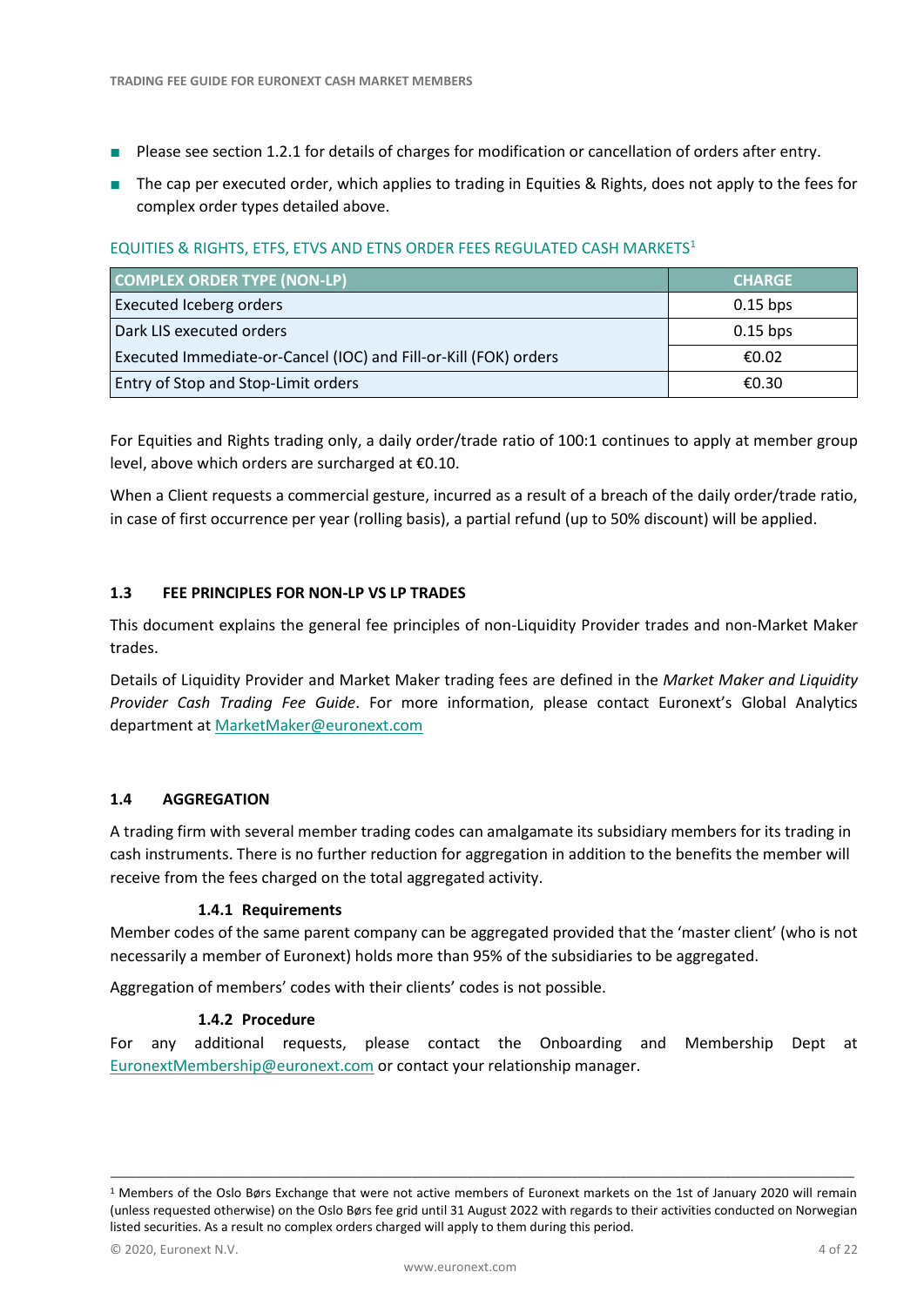- Please see section 1.2.1 for details of charges for modification or cancellation of orders after entry.
- The cap per executed order, which applies to trading in Equities & Rights, does not apply to the fees for complex order types detailed above.

EQUITIES & RIGHTS, ETFS, ETVS AND ETNS ORDER FEES REGULATED CASH MARKETS[1]

| COMPLEX ORDER TYPE (NON-LP) | CHARGE |
|---|---|
| Executed Iceberg orders | 0.15 bps |
| Dark LIS executed orders | 0.15 bps |
| Executed Immediate-or-Cancel (IOC) and Fill-or-Kill (FOK) orders | €0.02 |
| Entry of Stop and Stop-Limit orders | €0.30 |

For Equities and Rights trading only, a daily order/trade ratio of 100:1 continues to apply at member group level, above which orders are surcharged at €0.10.

When a Client requests a commercial gesture, incurred as a result of a breach of the daily order/trade ratio, in case of first occurrence per year (rolling basis), a partial refund (up to 50% discount) will be applied.

## 1.3 FEE PRINCIPLES FOR NON-LP VS LP TRADES

This document explains the general fee principles of non-Liquidity Provider trades and non-Market Maker trades.

Details of Liquidity Provider and Market Maker trading fees are defined in the *Market Maker and Liquidity Provider Cash Trading Fee Guide*. For more information, please contact Euronext's Global Analytics department at MarketMaker@euronext.com

## 1.4 AGGREGATION

A trading firm with several member trading codes can amalgamate its subsidiary members for its trading in cash instruments. There is no further reduction for aggregation in addition to the benefits the member will receive from the fees charged on the total aggregated activity.

### 1.4.1 Requirements

Member codes of the same parent company can be aggregated provided that the 'master client' (who is not necessarily a member of Euronext) holds more than 95% of the subsidiaries to be aggregated.

Aggregation of members' codes with their clients' codes is not possible.

### 1.4.2 Procedure

For any additional requests, please contact the Onboarding and Membership Dept at EuronextMembership@euronext.com or contact your relationship manager.

[1] Members of the Oslo Børs Exchange that were not active members of Euronext markets on the 1st of January 2020 will remain (unless requested otherwise) on the Oslo Børs fee grid until 31 August 2022 with regards to their activities conducted on Norwegian listed securities. As a result no complex orders charged will apply to them during this period.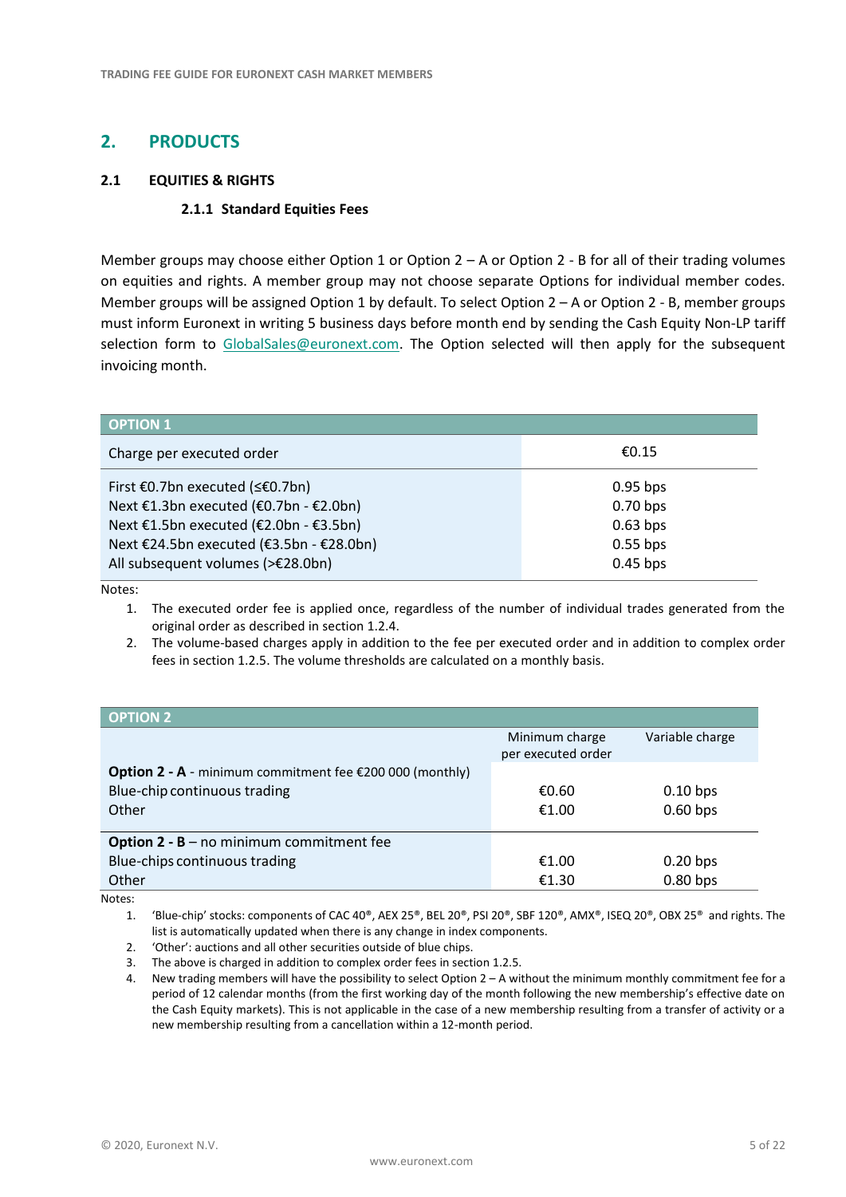## 2. PRODUCTS

### 2.1 EQUITIES & RIGHTS

#### 2.1.1 Standard Equities Fees

Member groups may choose either Option 1 or Option 2 – A or Option 2 - B for all of their trading volumes on equities and rights. A member group may not choose separate Options for individual member codes. Member groups will be assigned Option 1 by default. To select Option 2 – A or Option 2 - B, member groups must inform Euronext in writing 5 business days before month end by sending the Cash Equity Non-LP tariff selection form to GlobalSales@euronext.com. The Option selected will then apply for the subsequent invoicing month.

| OPTION 1 | |
|---|---|
| Charge per executed order | €0.15 |
| First €0.7bn executed (≤€0.7bn) | 0.95 bps |
| Next €1.3bn executed (€0.7bn - €2.0bn) | 0.70 bps |
| Next €1.5bn executed (€2.0bn - €3.5bn) | 0.63 bps |
| Next €24.5bn executed (€3.5bn - €28.0bn) | 0.55 bps |
| All subsequent volumes (>€28.0bn) | 0.45 bps |

Notes:

1. The executed order fee is applied once, regardless of the number of individual trades generated from the original order as described in section 1.2.4.
2. The volume-based charges apply in addition to the fee per executed order and in addition to complex order fees in section 1.2.5. The volume thresholds are calculated on a monthly basis.

| OPTION 2 | Minimum charge per executed order | Variable charge |
|---|---|---|
| **Option 2 - A** - minimum commitment fee €200 000 (monthly) | | |
| Blue-chip continuous trading | €0.60 | 0.10 bps |
| Other | €1.00 | 0.60 bps |
| **Option 2 - B** – no minimum commitment fee | | |
| Blue-chips continuous trading | €1.00 | 0.20 bps |
| Other | €1.30 | 0.80 bps |

Notes:

1. 'Blue-chip' stocks: components of CAC 40®, AEX 25®, BEL 20®, PSI 20®, SBF 120®, AMX®, ISEQ 20®, OBX 25® and rights. The list is automatically updated when there is any change in index components.
2. 'Other': auctions and all other securities outside of blue chips.
3. The above is charged in addition to complex order fees in section 1.2.5.
4. New trading members will have the possibility to select Option 2 – A without the minimum monthly commitment fee for a period of 12 calendar months (from the first working day of the month following the new membership's effective date on the Cash Equity markets). This is not applicable in the case of a new membership resulting from a transfer of activity or a new membership resulting from a cancellation within a 12-month period.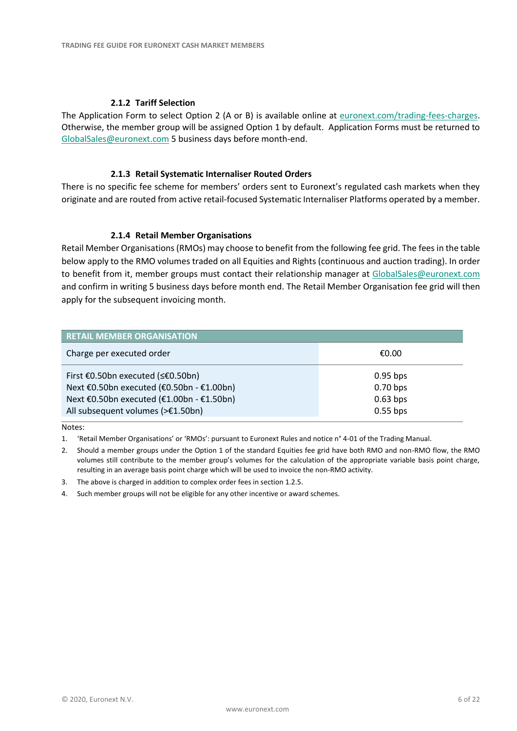#### 2.1.2 Tariff Selection

The Application Form to select Option 2 (A or B) is available online at euronext.com/trading-fees-charges. Otherwise, the member group will be assigned Option 1 by default. Application Forms must be returned to GlobalSales@euronext.com 5 business days before month-end.

#### 2.1.3 Retail Systematic Internaliser Routed Orders

There is no specific fee scheme for members' orders sent to Euronext's regulated cash markets when they originate and are routed from active retail-focused Systematic Internaliser Platforms operated by a member.

#### 2.1.4 Retail Member Organisations

Retail Member Organisations (RMOs) may choose to benefit from the following fee grid. The fees in the table below apply to the RMO volumes traded on all Equities and Rights (continuous and auction trading). In order to benefit from it, member groups must contact their relationship manager at GlobalSales@euronext.com and confirm in writing 5 business days before month end. The Retail Member Organisation fee grid will then apply for the subsequent invoicing month.

| RETAIL MEMBER ORGANISATION | |
|---|---|
| Charge per executed order | €0.00 |
| First €0.50bn executed (≤€0.50bn) | 0.95 bps |
| Next €0.50bn executed (€0.50bn - €1.00bn) | 0.70 bps |
| Next €0.50bn executed (€1.00bn - €1.50bn) | 0.63 bps |
| All subsequent volumes (>€1.50bn) | 0.55 bps |

Notes:

1. 'Retail Member Organisations' or 'RMOs': pursuant to Euronext Rules and notice n° 4-01 of the Trading Manual.
2. Should a member groups under the Option 1 of the standard Equities fee grid have both RMO and non-RMO flow, the RMO volumes still contribute to the member group's volumes for the calculation of the appropriate variable basis point charge, resulting in an average basis point charge which will be used to invoice the non-RMO activity.
3. The above is charged in addition to complex order fees in section 1.2.5.
4. Such member groups will not be eligible for any other incentive or award schemes.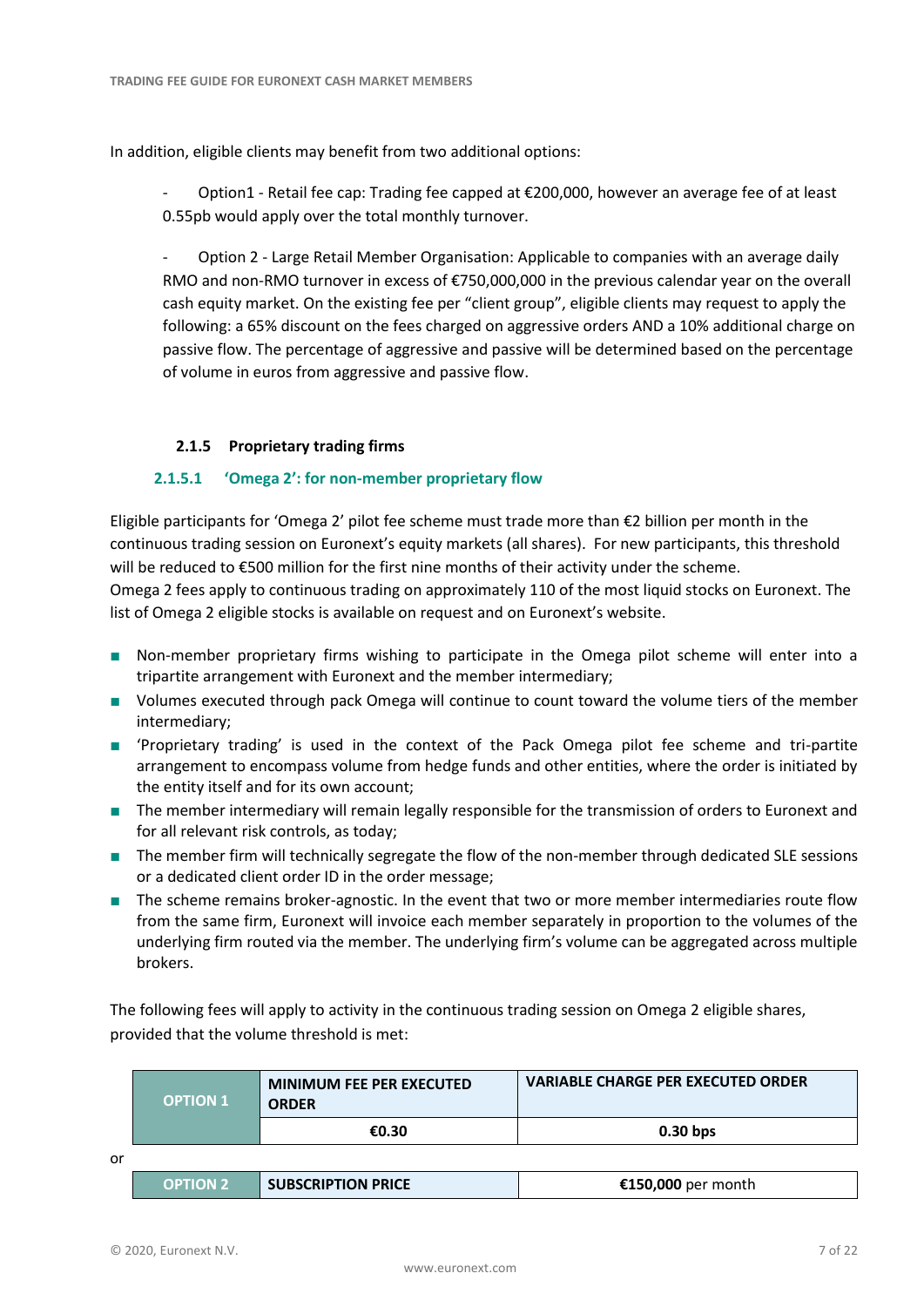In addition, eligible clients may benefit from two additional options:

- Option1 - Retail fee cap: Trading fee capped at €200,000, however an average fee of at least 0.55pb would apply over the total monthly turnover.

- Option 2 - Large Retail Member Organisation: Applicable to companies with an average daily RMO and non-RMO turnover in excess of €750,000,000 in the previous calendar year on the overall cash equity market. On the existing fee per "client group", eligible clients may request to apply the following: a 65% discount on the fees charged on aggressive orders AND a 10% additional charge on passive flow. The percentage of aggressive and passive will be determined based on the percentage of volume in euros from aggressive and passive flow.

### 2.1.5 Proprietary trading firms

#### 2.1.5.1 'Omega 2': for non-member proprietary flow

Eligible participants for 'Omega 2' pilot fee scheme must trade more than €2 billion per month in the continuous trading session on Euronext's equity markets (all shares). For new participants, this threshold will be reduced to €500 million for the first nine months of their activity under the scheme.
Omega 2 fees apply to continuous trading on approximately 110 of the most liquid stocks on Euronext. The list of Omega 2 eligible stocks is available on request and on Euronext's website.

- Non-member proprietary firms wishing to participate in the Omega pilot scheme will enter into a tripartite arrangement with Euronext and the member intermediary;
- Volumes executed through pack Omega will continue to count toward the volume tiers of the member intermediary;
- 'Proprietary trading' is used in the context of the Pack Omega pilot fee scheme and tri-partite arrangement to encompass volume from hedge funds and other entities, where the order is initiated by the entity itself and for its own account;
- The member intermediary will remain legally responsible for the transmission of orders to Euronext and for all relevant risk controls, as today;
- The member firm will technically segregate the flow of the non-member through dedicated SLE sessions or a dedicated client order ID in the order message;
- The scheme remains broker-agnostic. In the event that two or more member intermediaries route flow from the same firm, Euronext will invoice each member separately in proportion to the volumes of the underlying firm routed via the member. The underlying firm's volume can be aggregated across multiple brokers.

The following fees will apply to activity in the continuous trading session on Omega 2 eligible shares, provided that the volume threshold is met:

| OPTION 1 | MINIMUM FEE PER EXECUTED ORDER | VARIABLE CHARGE PER EXECUTED ORDER |
|---|---|---|
| | €0.30 | 0.30 bps |

or

| OPTION 2 | SUBSCRIPTION PRICE | **€150,000** per month |
|---|---|---|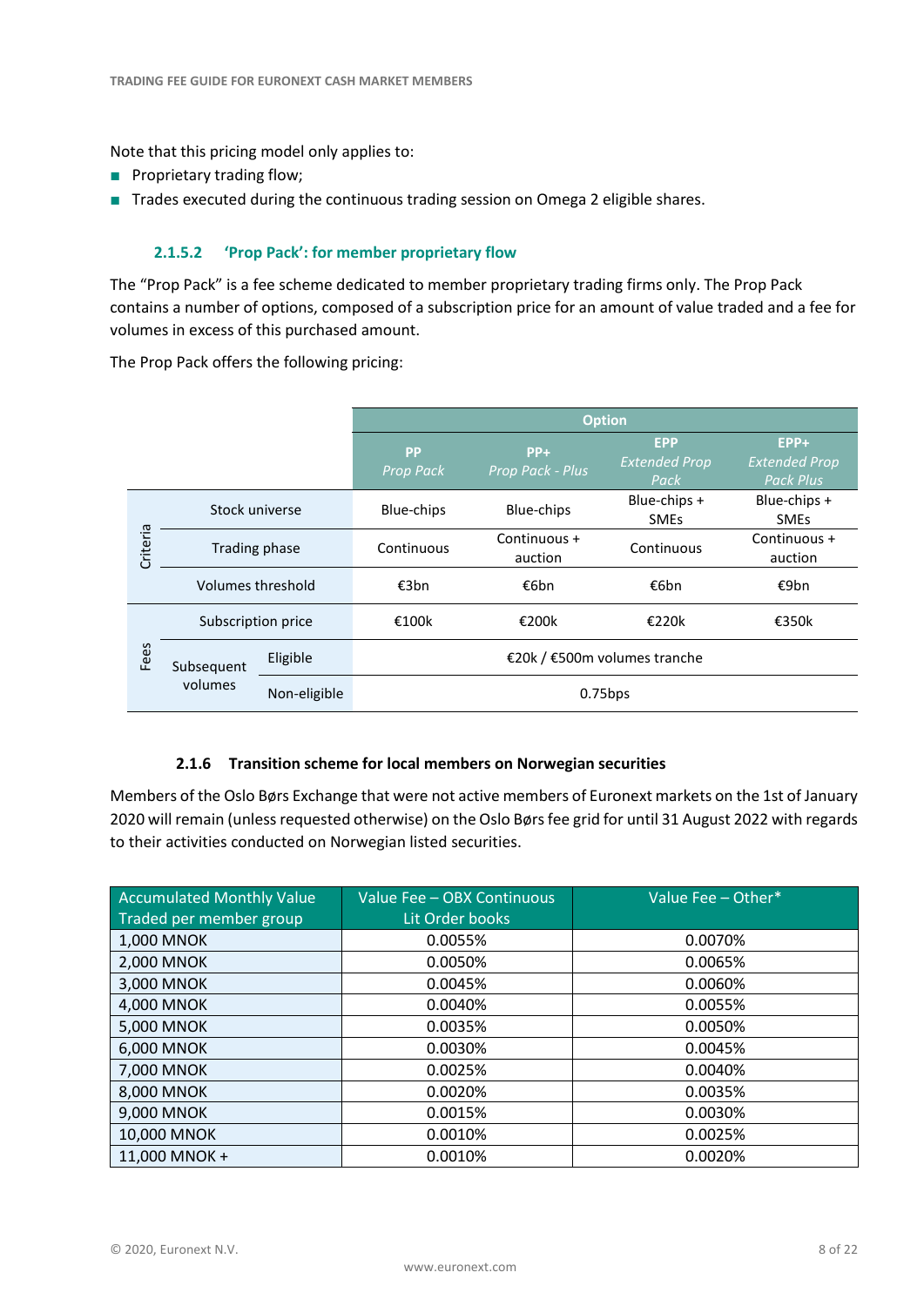Note that this pricing model only applies to:

- Proprietary trading flow;
- Trades executed during the continuous trading session on Omega 2 eligible shares.

#### 2.1.5.2 'Prop Pack': for member proprietary flow

The "Prop Pack" is a fee scheme dedicated to member proprietary trading firms only. The Prop Pack contains a number of options, composed of a subscription price for an amount of value traded and a fee for volumes in excess of this purchased amount.

The Prop Pack offers the following pricing:

| | | | Option | | | |
|---|---|---|---|---|---|---|
| | | | PP *Prop Pack* | PP+ *Prop Pack - Plus* | EPP *Extended Prop Pack* | EPP+ *Extended Prop Pack Plus* |
| Criteria | Stock universe | | Blue-chips | Blue-chips | Blue-chips + SMEs | Blue-chips + SMEs |
| Criteria | Trading phase | | Continuous | Continuous + auction | Continuous | Continuous + auction |
| Criteria | Volumes threshold | | €3bn | €6bn | €6bn | €9bn |
| Fees | Subscription price | | €100k | €200k | €220k | €350k |
| Fees | Subsequent volumes | Eligible | €20k / €500m volumes tranche | | | |
| Fees | Subsequent volumes | Non-eligible | 0.75bps | | | |

### 2.1.6 Transition scheme for local members on Norwegian securities

Members of the Oslo Børs Exchange that were not active members of Euronext markets on the 1st of January 2020 will remain (unless requested otherwise) on the Oslo Børs fee grid for until 31 August 2022 with regards to their activities conducted on Norwegian listed securities.

| Accumulated Monthly Value Traded per member group | Value Fee – OBX Continuous Lit Order books | Value Fee – Other* |
|---|---|---|
| 1,000 MNOK | 0.0055% | 0.0070% |
| 2,000 MNOK | 0.0050% | 0.0065% |
| 3,000 MNOK | 0.0045% | 0.0060% |
| 4,000 MNOK | 0.0040% | 0.0055% |
| 5,000 MNOK | 0.0035% | 0.0050% |
| 6,000 MNOK | 0.0030% | 0.0045% |
| 7,000 MNOK | 0.0025% | 0.0040% |
| 8,000 MNOK | 0.0020% | 0.0035% |
| 9,000 MNOK | 0.0015% | 0.0030% |
| 10,000 MNOK | 0.0010% | 0.0025% |
| 11,000 MNOK + | 0.0010% | 0.0020% |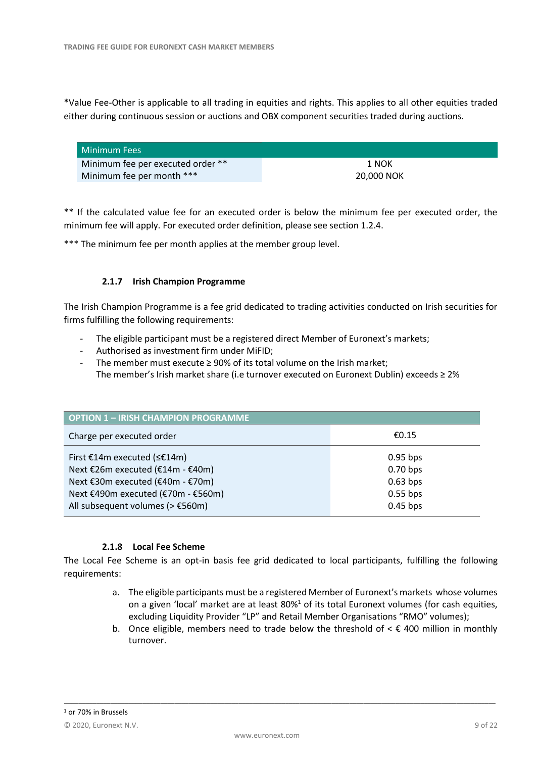*Value Fee-Other is applicable to all trading in equities and rights. This applies to all other equities traded either during continuous session or auctions and OBX component securities traded during auctions.

| Minimum Fees | |
|---|---|
| Minimum fee per executed order ** | 1 NOK |
| Minimum fee per month *** | 20,000 NOK |

** If the calculated value fee for an executed order is below the minimum fee per executed order, the minimum fee will apply. For executed order definition, please see section 1.2.4.

*** The minimum fee per month applies at the member group level.

#### 2.1.7 Irish Champion Programme

The Irish Champion Programme is a fee grid dedicated to trading activities conducted on Irish securities for firms fulfilling the following requirements:

- The eligible participant must be a registered direct Member of Euronext's markets;
- Authorised as investment firm under MiFID;
- The member must execute ≥ 90% of its total volume on the Irish market;
  The member's Irish market share (i.e turnover executed on Euronext Dublin) exceeds ≥ 2%

| OPTION 1 – IRISH CHAMPION PROGRAMME | |
|---|---|
| Charge per executed order | €0.15 |
| First €14m executed (≤€14m) | 0.95 bps |
| Next €26m executed (€14m - €40m) | 0.70 bps |
| Next €30m executed (€40m - €70m) | 0.63 bps |
| Next €490m executed (€70m - €560m) | 0.55 bps |
| All subsequent volumes (> €560m) | 0.45 bps |

#### 2.1.8 Local Fee Scheme

The Local Fee Scheme is an opt-in basis fee grid dedicated to local participants, fulfilling the following requirements:

a. The eligible participants must be a registered Member of Euronext's markets whose volumes on a given 'local' market are at least 80%[1] of its total Euronext volumes (for cash equities, excluding Liquidity Provider "LP" and Retail Member Organisations "RMO" volumes);
b. Once eligible, members need to trade below the threshold of < € 400 million in monthly turnover.

[1] or 70% in Brussels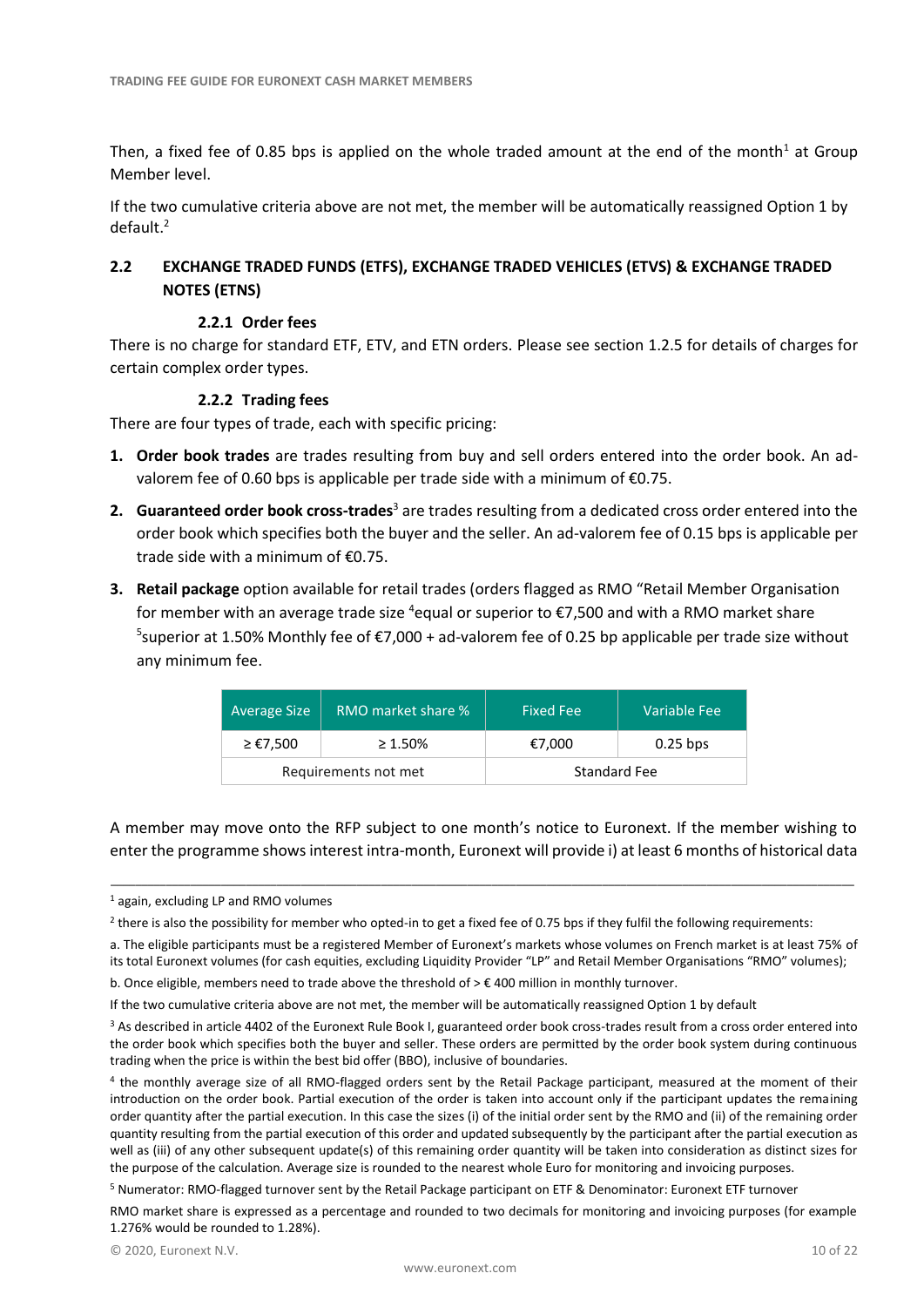Then, a fixed fee of 0.85 bps is applied on the whole traded amount at the end of the month[1] at Group Member level.

If the two cumulative criteria above are not met, the member will be automatically reassigned Option 1 by default.[2]

## 2.2 EXCHANGE TRADED FUNDS (ETFS), EXCHANGE TRADED VEHICLES (ETVS) & EXCHANGE TRADED NOTES (ETNS)

### 2.2.1 Order fees

There is no charge for standard ETF, ETV, and ETN orders. Please see section 1.2.5 for details of charges for certain complex order types.

### 2.2.2 Trading fees

There are four types of trade, each with specific pricing:

1. **Order book trades** are trades resulting from buy and sell orders entered into the order book. An ad-valorem fee of 0.60 bps is applicable per trade side with a minimum of €0.75.
2. **Guaranteed order book cross-trades**[3] are trades resulting from a dedicated cross order entered into the order book which specifies both the buyer and the seller. An ad-valorem fee of 0.15 bps is applicable per trade side with a minimum of €0.75.
3. **Retail package** option available for retail trades (orders flagged as RMO "Retail Member Organisation for member with an average trade size [4]equal or superior to €7,500 and with a RMO market share [5]superior at 1.50% Monthly fee of €7,000 + ad-valorem fee of 0.25 bp applicable per trade size without any minimum fee.

| Average Size | RMO market share % | Fixed Fee | Variable Fee |
|---|---|---|---|
| ≥ €7,500 | ≥ 1.50% | €7,000 | 0.25 bps |
| Requirements not met | | Standard Fee | |

A member may move onto the RFP subject to one month's notice to Euronext. If the member wishing to enter the programme shows interest intra-month, Euronext will provide i) at least 6 months of historical data

---

[1] again, excluding LP and RMO volumes

[2] there is also the possibility for member who opted-in to get a fixed fee of 0.75 bps if they fulfil the following requirements:

a. The eligible participants must be a registered Member of Euronext's markets whose volumes on French market is at least 75% of its total Euronext volumes (for cash equities, excluding Liquidity Provider "LP" and Retail Member Organisations "RMO" volumes);

b. Once eligible, members need to trade above the threshold of > € 400 million in monthly turnover.

If the two cumulative criteria above are not met, the member will be automatically reassigned Option 1 by default

[3] As described in article 4402 of the Euronext Rule Book I, guaranteed order book cross-trades result from a cross order entered into the order book which specifies both the buyer and seller. These orders are permitted by the order book system during continuous trading when the price is within the best bid offer (BBO), inclusive of boundaries.

[4] the monthly average size of all RMO-flagged orders sent by the Retail Package participant, measured at the moment of their introduction on the order book. Partial execution of the order is taken into account only if the participant updates the remaining order quantity after the partial execution. In this case the sizes (i) of the initial order sent by the RMO and (ii) of the remaining order quantity resulting from the partial execution of this order and updated subsequently by the participant after the partial execution as well as (iii) of any other subsequent update(s) of this remaining order quantity will be taken into consideration as distinct sizes for the purpose of the calculation. Average size is rounded to the nearest whole Euro for monitoring and invoicing purposes.

[5] Numerator: RMO-flagged turnover sent by the Retail Package participant on ETF & Denominator: Euronext ETF turnover

RMO market share is expressed as a percentage and rounded to two decimals for monitoring and invoicing purposes (for example 1.276% would be rounded to 1.28%).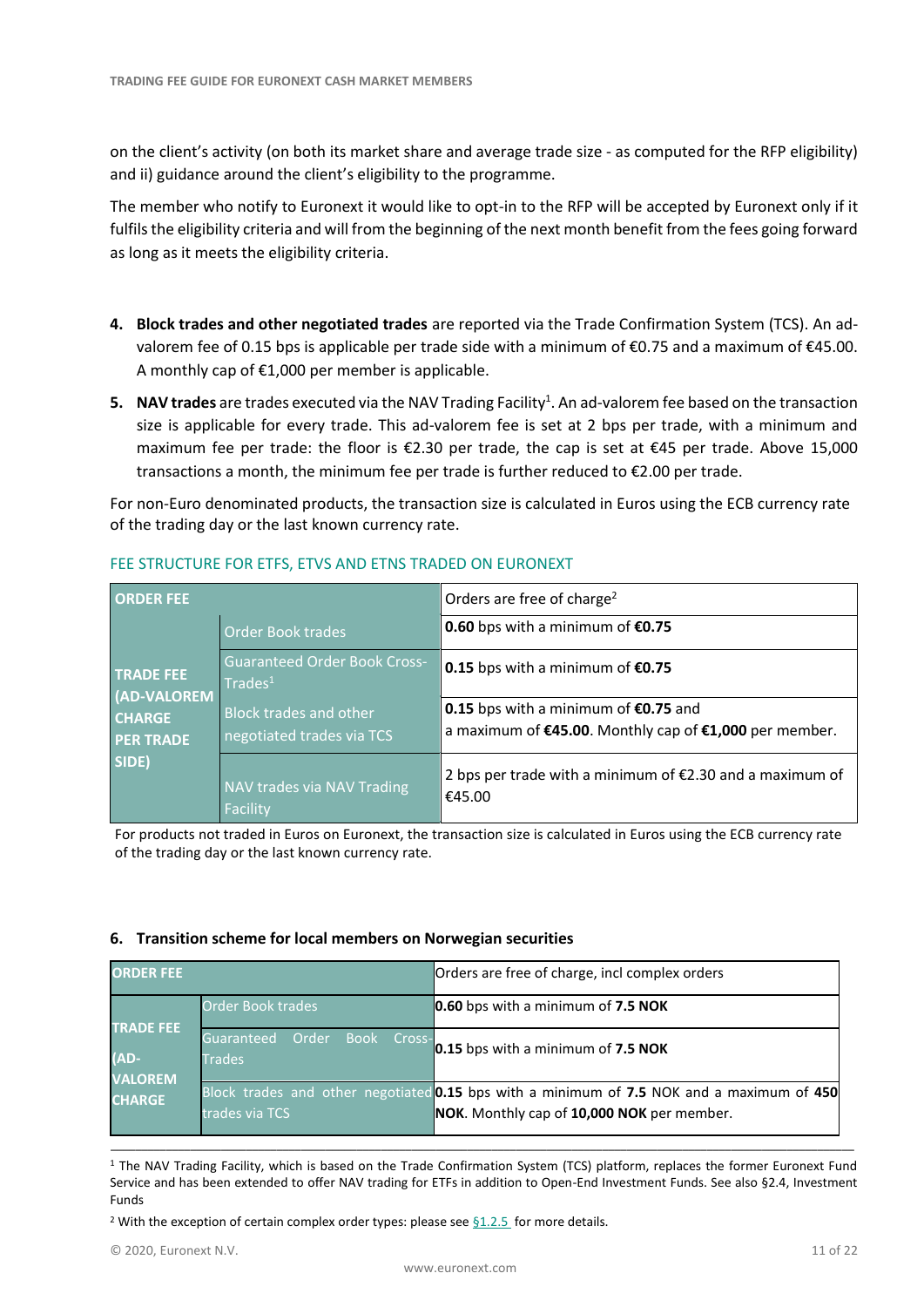on the client's activity (on both its market share and average trade size - as computed for the RFP eligibility) and ii) guidance around the client's eligibility to the programme.

The member who notify to Euronext it would like to opt-in to the RFP will be accepted by Euronext only if it fulfils the eligibility criteria and will from the beginning of the next month benefit from the fees going forward as long as it meets the eligibility criteria.

4. **Block trades and other negotiated trades** are reported via the Trade Confirmation System (TCS). An ad-valorem fee of 0.15 bps is applicable per trade side with a minimum of €0.75 and a maximum of €45.00. A monthly cap of €1,000 per member is applicable.
5. **NAV trades** are trades executed via the NAV Trading Facility[1]. An ad-valorem fee based on the transaction size is applicable for every trade. This ad-valorem fee is set at 2 bps per trade, with a minimum and maximum fee per trade: the floor is €2.30 per trade, the cap is set at €45 per trade. Above 15,000 transactions a month, the minimum fee per trade is further reduced to €2.00 per trade.

For non-Euro denominated products, the transaction size is calculated in Euros using the ECB currency rate of the trading day or the last known currency rate.

### FEE STRUCTURE FOR ETFS, ETVS AND ETNS TRADED ON EURONEXT

| ORDER FEE | | Orders are free of charge[2] |
|---|---|---|
| TRADE FEE (AD-VALOREM CHARGE PER TRADE SIDE) | Order Book trades | **0.60** bps with a minimum of **€0.75** |
| | Guaranteed Order Book Cross-Trades[1] | **0.15** bps with a minimum of **€0.75** |
| | Block trades and other negotiated trades via TCS | **0.15** bps with a minimum of **€0.75** and a maximum of **€45.00**. Monthly cap of **€1,000** per member. |
| | NAV trades via NAV Trading Facility | 2 bps per trade with a minimum of €2.30 and a maximum of €45.00 |

For products not traded in Euros on Euronext, the transaction size is calculated in Euros using the ECB currency rate of the trading day or the last known currency rate.

#### 6. Transition scheme for local members on Norwegian securities

| ORDER FEE | | Orders are free of charge, incl complex orders |
|---|---|---|
| TRADE FEE (AD-VALOREM CHARGE | Order Book trades | **0.60** bps with a minimum of **7.5 NOK** |
| | Guaranteed Order Book Cross-Trades | **0.15** bps with a minimum of **7.5 NOK** |
| | Block trades and other negotiated trades via TCS | **0.15** bps with a minimum of **7.5** NOK and a maximum of **450 NOK**. Monthly cap of **10,000 NOK** per member. |

[1] The NAV Trading Facility, which is based on the Trade Confirmation System (TCS) platform, replaces the former Euronext Fund Service and has been extended to offer NAV trading for ETFs in addition to Open-End Investment Funds. See also §2.4, Investment Funds

[2] With the exception of certain complex order types: please see §1.2.5 for more details.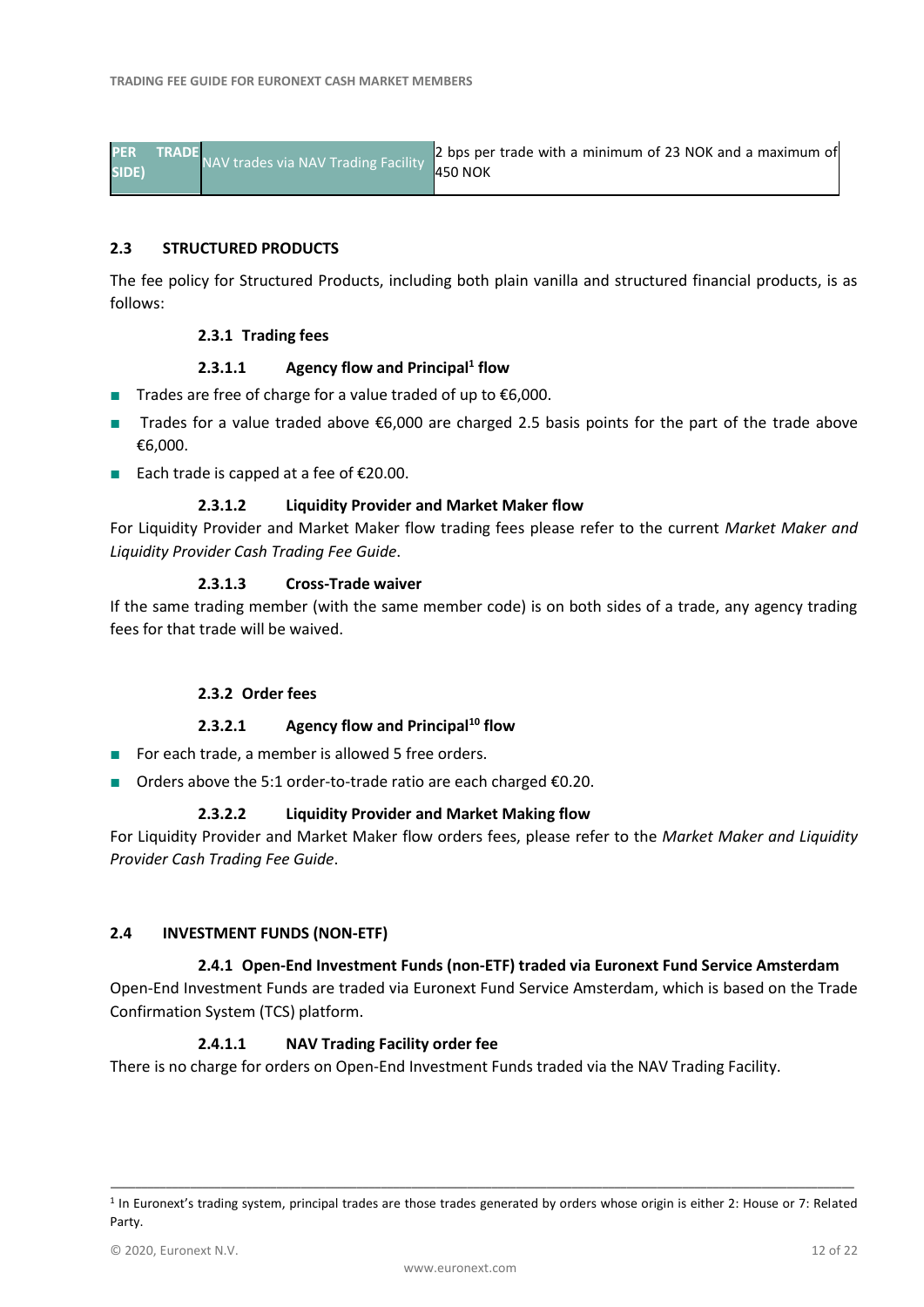| PER TRADE SIDE) | NAV trades via NAV Trading Facility | 2 bps per trade with a minimum of 23 NOK and a maximum of 450 NOK |
|---|---|---|

## 2.3 STRUCTURED PRODUCTS

The fee policy for Structured Products, including both plain vanilla and structured financial products, is as follows:

### 2.3.1 Trading fees

#### 2.3.1.1 Agency flow and Principal[1] flow

- Trades are free of charge for a value traded of up to €6,000.
- Trades for a value traded above €6,000 are charged 2.5 basis points for the part of the trade above €6,000.
- Each trade is capped at a fee of €20.00.

#### 2.3.1.2 Liquidity Provider and Market Maker flow

For Liquidity Provider and Market Maker flow trading fees please refer to the current *Market Maker and Liquidity Provider Cash Trading Fee Guide*.

#### 2.3.1.3 Cross-Trade waiver

If the same trading member (with the same member code) is on both sides of a trade, any agency trading fees for that trade will be waived.

### 2.3.2 Order fees

#### 2.3.2.1 Agency flow and Principal[10] flow

- For each trade, a member is allowed 5 free orders.
- Orders above the 5:1 order-to-trade ratio are each charged €0.20.

#### 2.3.2.2 Liquidity Provider and Market Making flow

For Liquidity Provider and Market Maker flow orders fees, please refer to the *Market Maker and Liquidity Provider Cash Trading Fee Guide*.

## 2.4 INVESTMENT FUNDS (NON-ETF)

### 2.4.1 Open-End Investment Funds (non-ETF) traded via Euronext Fund Service Amsterdam

Open-End Investment Funds are traded via Euronext Fund Service Amsterdam, which is based on the Trade Confirmation System (TCS) platform.

#### 2.4.1.1 NAV Trading Facility order fee

There is no charge for orders on Open-End Investment Funds traded via the NAV Trading Facility.

---

[1] In Euronext's trading system, principal trades are those trades generated by orders whose origin is either 2: House or 7: Related Party.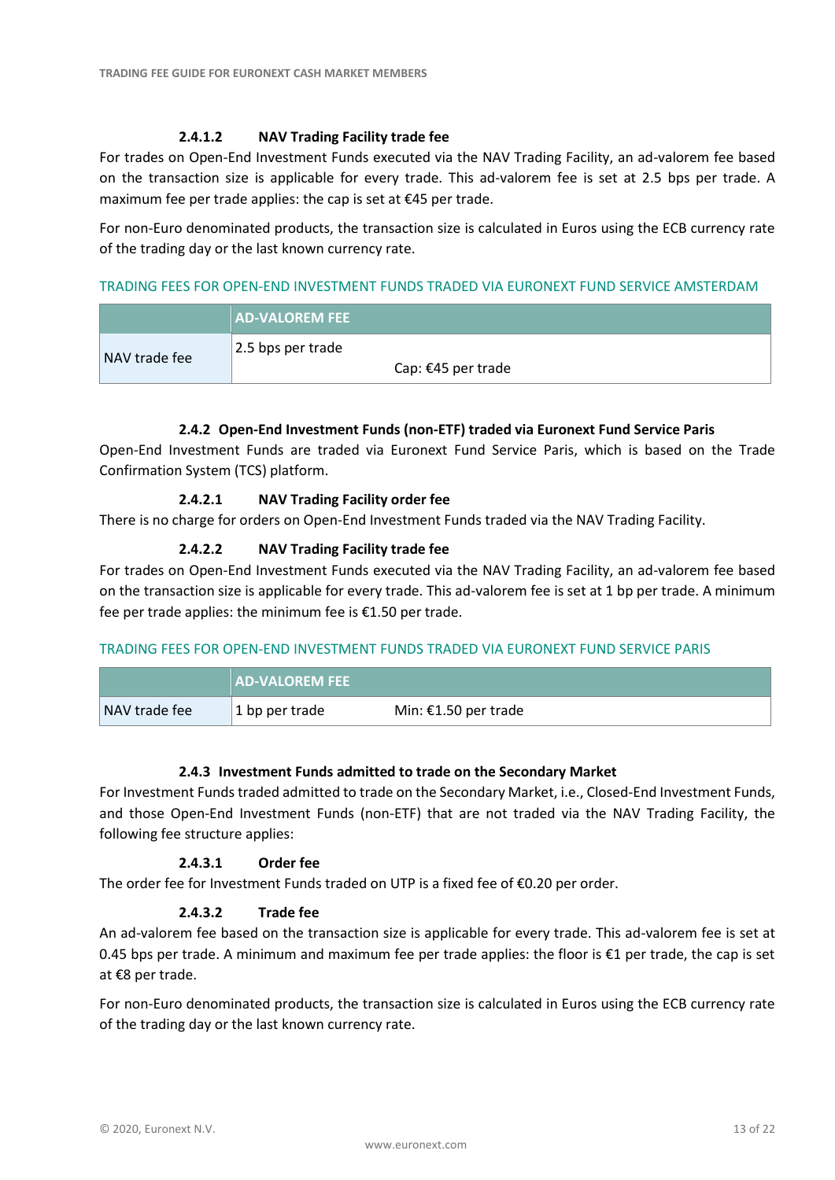#### 2.4.1.2 NAV Trading Facility trade fee

For trades on Open-End Investment Funds executed via the NAV Trading Facility, an ad-valorem fee based on the transaction size is applicable for every trade. This ad-valorem fee is set at 2.5 bps per trade. A maximum fee per trade applies: the cap is set at €45 per trade.

For non-Euro denominated products, the transaction size is calculated in Euros using the ECB currency rate of the trading day or the last known currency rate.

TRADING FEES FOR OPEN-END INVESTMENT FUNDS TRADED VIA EURONEXT FUND SERVICE AMSTERDAM

| | AD-VALOREM FEE | |
|---|---|---|
| NAV trade fee | 2.5 bps per trade | Cap: €45 per trade |

### 2.4.2 Open-End Investment Funds (non-ETF) traded via Euronext Fund Service Paris

Open-End Investment Funds are traded via Euronext Fund Service Paris, which is based on the Trade Confirmation System (TCS) platform.

#### 2.4.2.1 NAV Trading Facility order fee

There is no charge for orders on Open-End Investment Funds traded via the NAV Trading Facility.

#### 2.4.2.2 NAV Trading Facility trade fee

For trades on Open-End Investment Funds executed via the NAV Trading Facility, an ad-valorem fee based on the transaction size is applicable for every trade. This ad-valorem fee is set at 1 bp per trade. A minimum fee per trade applies: the minimum fee is €1.50 per trade.

TRADING FEES FOR OPEN-END INVESTMENT FUNDS TRADED VIA EURONEXT FUND SERVICE PARIS

| | AD-VALOREM FEE | |
|---|---|---|
| NAV trade fee | 1 bp per trade | Min: €1.50 per trade |

### 2.4.3 Investment Funds admitted to trade on the Secondary Market

For Investment Funds traded admitted to trade on the Secondary Market, i.e., Closed-End Investment Funds, and those Open-End Investment Funds (non-ETF) that are not traded via the NAV Trading Facility, the following fee structure applies:

#### 2.4.3.1 Order fee

The order fee for Investment Funds traded on UTP is a fixed fee of €0.20 per order.

#### 2.4.3.2 Trade fee

An ad-valorem fee based on the transaction size is applicable for every trade. This ad-valorem fee is set at 0.45 bps per trade. A minimum and maximum fee per trade applies: the floor is €1 per trade, the cap is set at €8 per trade.

For non-Euro denominated products, the transaction size is calculated in Euros using the ECB currency rate of the trading day or the last known currency rate.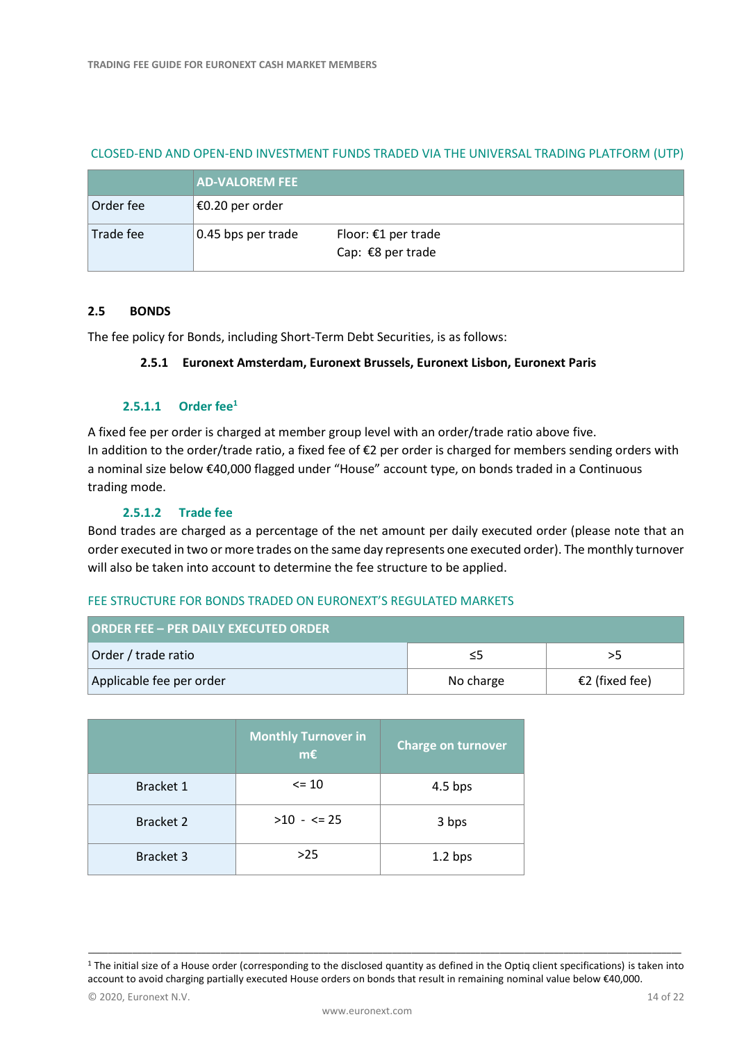CLOSED-END AND OPEN-END INVESTMENT FUNDS TRADED VIA THE UNIVERSAL TRADING PLATFORM (UTP)

| | AD-VALOREM FEE | |
|---|---|---|
| Order fee | €0.20 per order | |
| Trade fee | 0.45 bps per trade | Floor: €1 per trade<br>Cap: €8 per trade |

## 2.5 BONDS

The fee policy for Bonds, including Short-Term Debt Securities, is as follows:

### 2.5.1 Euronext Amsterdam, Euronext Brussels, Euronext Lisbon, Euronext Paris

#### 2.5.1.1 Order fee[1]

A fixed fee per order is charged at member group level with an order/trade ratio above five.
In addition to the order/trade ratio, a fixed fee of €2 per order is charged for members sending orders with a nominal size below €40,000 flagged under "House" account type, on bonds traded in a Continuous trading mode.

#### 2.5.1.2 Trade fee

Bond trades are charged as a percentage of the net amount per daily executed order (please note that an order executed in two or more trades on the same day represents one executed order). The monthly turnover will also be taken into account to determine the fee structure to be applied.

FEE STRUCTURE FOR BONDS TRADED ON EURONEXT'S REGULATED MARKETS

| ORDER FEE – PER DAILY EXECUTED ORDER | | |
|---|---|---|
| Order / trade ratio | ≤5 | >5 |
| Applicable fee per order | No charge | €2 (fixed fee) |

| | Monthly Turnover in m€ | Charge on turnover |
|---|---|---|
| Bracket 1 | <= 10 | 4.5 bps |
| Bracket 2 | >10 - <= 25 | 3 bps |
| Bracket 3 | >25 | 1.2 bps |

[1] The initial size of a House order (corresponding to the disclosed quantity as defined in the Optiq client specifications) is taken into account to avoid charging partially executed House orders on bonds that result in remaining nominal value below €40,000.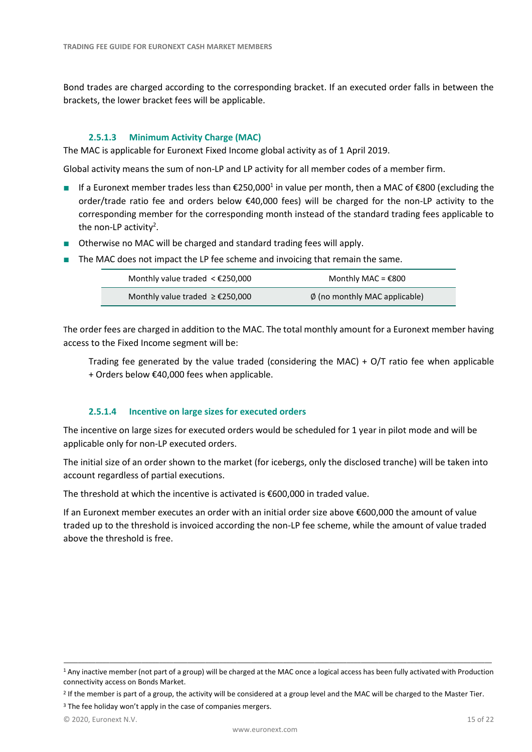Bond trades are charged according to the corresponding bracket. If an executed order falls in between the brackets, the lower bracket fees will be applicable.

#### 2.5.1.3 Minimum Activity Charge (MAC)

The MAC is applicable for Euronext Fixed Income global activity as of 1 April 2019.

Global activity means the sum of non-LP and LP activity for all member codes of a member firm.

- If a Euronext member trades less than €250,000[1] in value per month, then a MAC of €800 (excluding the order/trade ratio fee and orders below €40,000 fees) will be charged for the non-LP activity to the corresponding member for the corresponding month instead of the standard trading fees applicable to the non-LP activity[2].
- Otherwise no MAC will be charged and standard trading fees will apply.
- The MAC does not impact the LP fee scheme and invoicing that remain the same.

| | |
|---|---|
| Monthly value traded < €250,000 | Monthly MAC = €800 |
| Monthly value traded ≥ €250,000 | ∅ (no monthly MAC applicable) |

The order fees are charged in addition to the MAC. The total monthly amount for a Euronext member having access to the Fixed Income segment will be:

> Trading fee generated by the value traded (considering the MAC) + O/T ratio fee when applicable + Orders below €40,000 fees when applicable.

#### 2.5.1.4 Incentive on large sizes for executed orders

The incentive on large sizes for executed orders would be scheduled for 1 year in pilot mode and will be applicable only for non-LP executed orders.

The initial size of an order shown to the market (for icebergs, only the disclosed tranche) will be taken into account regardless of partial executions.

The threshold at which the incentive is activated is €600,000 in traded value.

If an Euronext member executes an order with an initial order size above €600,000 the amount of value traded up to the threshold is invoiced according the non-LP fee scheme, while the amount of value traded above the threshold is free.

---

[1] Any inactive member (not part of a group) will be charged at the MAC once a logical access has been fully activated with Production connectivity access on Bonds Market.

[2] If the member is part of a group, the activity will be considered at a group level and the MAC will be charged to the Master Tier.

[3] The fee holiday won't apply in the case of companies mergers.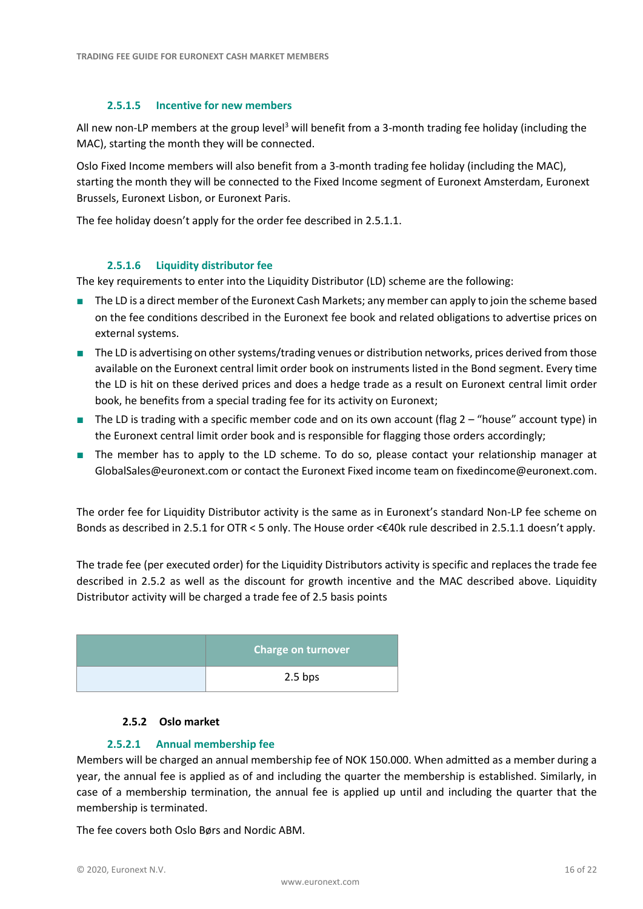#### 2.5.1.5 Incentive for new members

All new non-LP members at the group level[3] will benefit from a 3-month trading fee holiday (including the MAC), starting the month they will be connected.

Oslo Fixed Income members will also benefit from a 3-month trading fee holiday (including the MAC), starting the month they will be connected to the Fixed Income segment of Euronext Amsterdam, Euronext Brussels, Euronext Lisbon, or Euronext Paris.

The fee holiday doesn't apply for the order fee described in 2.5.1.1.

#### 2.5.1.6 Liquidity distributor fee

The key requirements to enter into the Liquidity Distributor (LD) scheme are the following:

- The LD is a direct member of the Euronext Cash Markets; any member can apply to join the scheme based on the fee conditions described in the Euronext fee book and related obligations to advertise prices on external systems.
- The LD is advertising on other systems/trading venues or distribution networks, prices derived from those available on the Euronext central limit order book on instruments listed in the Bond segment. Every time the LD is hit on these derived prices and does a hedge trade as a result on Euronext central limit order book, he benefits from a special trading fee for its activity on Euronext;
- The LD is trading with a specific member code and on its own account (flag 2 – "house" account type) in the Euronext central limit order book and is responsible for flagging those orders accordingly;
- The member has to apply to the LD scheme. To do so, please contact your relationship manager at GlobalSales@euronext.com or contact the Euronext Fixed income team on fixedincome@euronext.com.

The order fee for Liquidity Distributor activity is the same as in Euronext's standard Non-LP fee scheme on Bonds as described in 2.5.1 for OTR < 5 only. The House order <€40k rule described in 2.5.1.1 doesn't apply.

The trade fee (per executed order) for the Liquidity Distributors activity is specific and replaces the trade fee described in 2.5.2 as well as the discount for growth incentive and the MAC described above. Liquidity Distributor activity will be charged a trade fee of 2.5 basis points

| | Charge on turnover |
|---|---|
| | 2.5 bps |

### 2.5.2 Oslo market

#### 2.5.2.1 Annual membership fee

Members will be charged an annual membership fee of NOK 150.000. When admitted as a member during a year, the annual fee is applied as of and including the quarter the membership is established. Similarly, in case of a membership termination, the annual fee is applied up until and including the quarter that the membership is terminated.

The fee covers both Oslo Børs and Nordic ABM.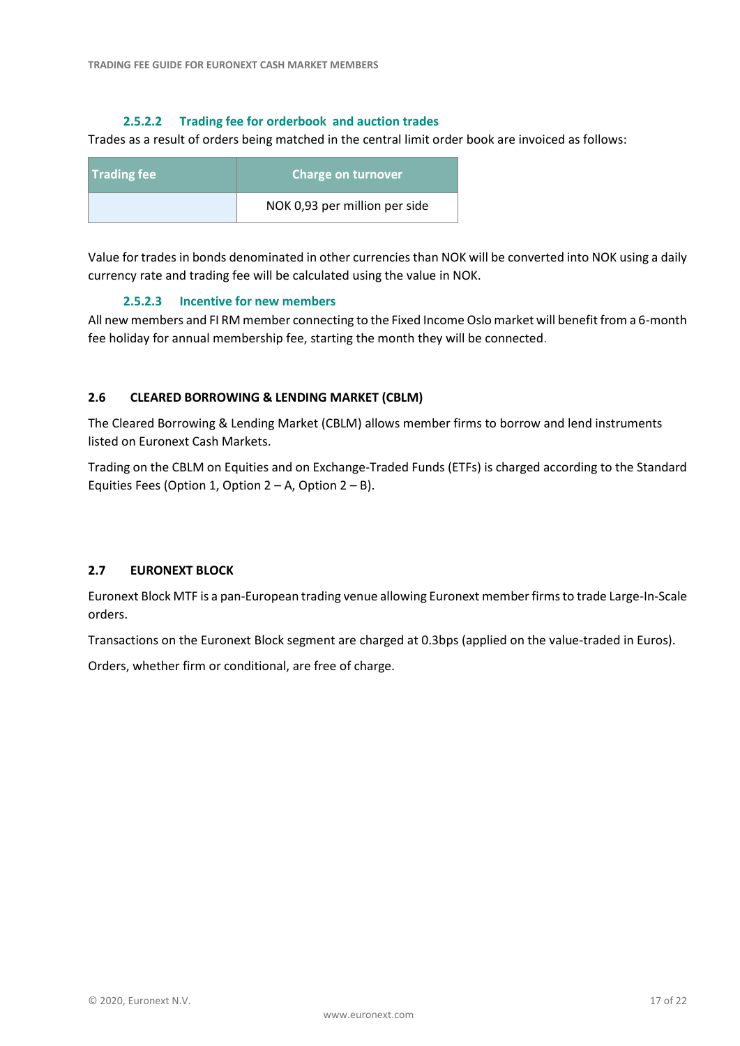#### 2.5.2.2 Trading fee for orderbook and auction trades

Trades as a result of orders being matched in the central limit order book are invoiced as follows:

| Trading fee | Charge on turnover |
| --- | --- |
| | NOK 0,93 per million per side |

Value for trades in bonds denominated in other currencies than NOK will be converted into NOK using a daily currency rate and trading fee will be calculated using the value in NOK.

#### 2.5.2.3 Incentive for new members

All new members and FI RM member connecting to the Fixed Income Oslo market will benefit from a 6-month fee holiday for annual membership fee, starting the month they will be connected.

### 2.6 CLEARED BORROWING & LENDING MARKET (CBLM)

The Cleared Borrowing & Lending Market (CBLM) allows member firms to borrow and lend instruments listed on Euronext Cash Markets.

Trading on the CBLM on Equities and on Exchange-Traded Funds (ETFs) is charged according to the Standard Equities Fees (Option 1, Option 2 – A, Option 2 – B).

### 2.7 EURONEXT BLOCK

Euronext Block MTF is a pan-European trading venue allowing Euronext member firms to trade Large-In-Scale orders.

Transactions on the Euronext Block segment are charged at 0.3bps (applied on the value-traded in Euros).

Orders, whether firm or conditional, are free of charge.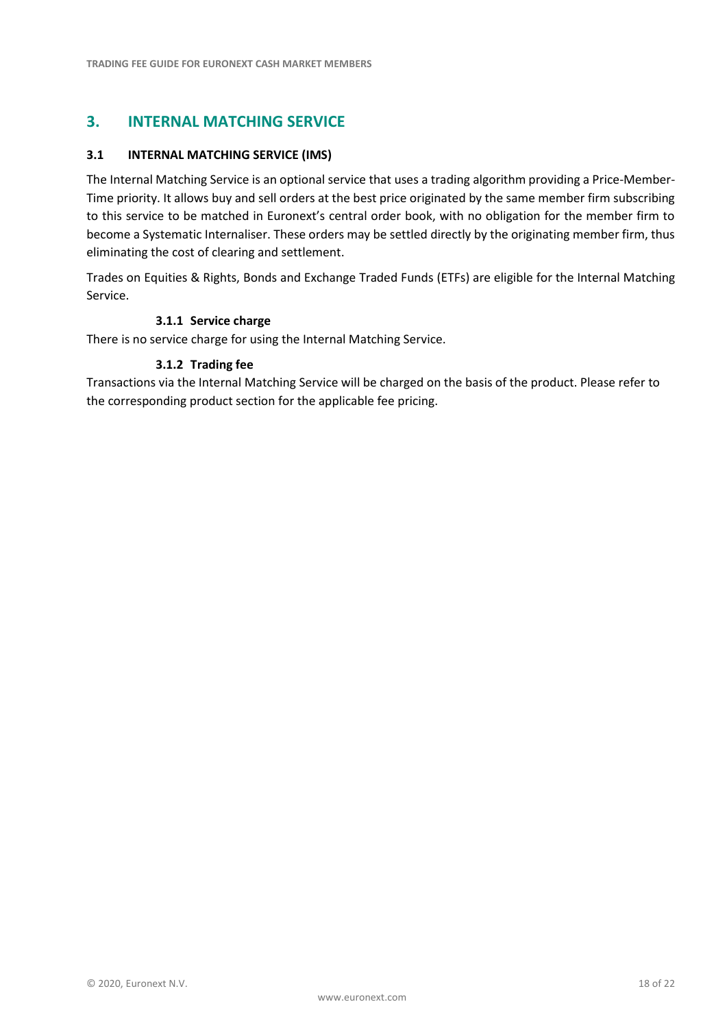# 3. INTERNAL MATCHING SERVICE

## 3.1 INTERNAL MATCHING SERVICE (IMS)

The Internal Matching Service is an optional service that uses a trading algorithm providing a Price-Member-Time priority. It allows buy and sell orders at the best price originated by the same member firm subscribing to this service to be matched in Euronext's central order book, with no obligation for the member firm to become a Systematic Internaliser. These orders may be settled directly by the originating member firm, thus eliminating the cost of clearing and settlement.

Trades on Equities & Rights, Bonds and Exchange Traded Funds (ETFs) are eligible for the Internal Matching Service.

### 3.1.1 Service charge

There is no service charge for using the Internal Matching Service.

### 3.1.2 Trading fee

Transactions via the Internal Matching Service will be charged on the basis of the product. Please refer to the corresponding product section for the applicable fee pricing.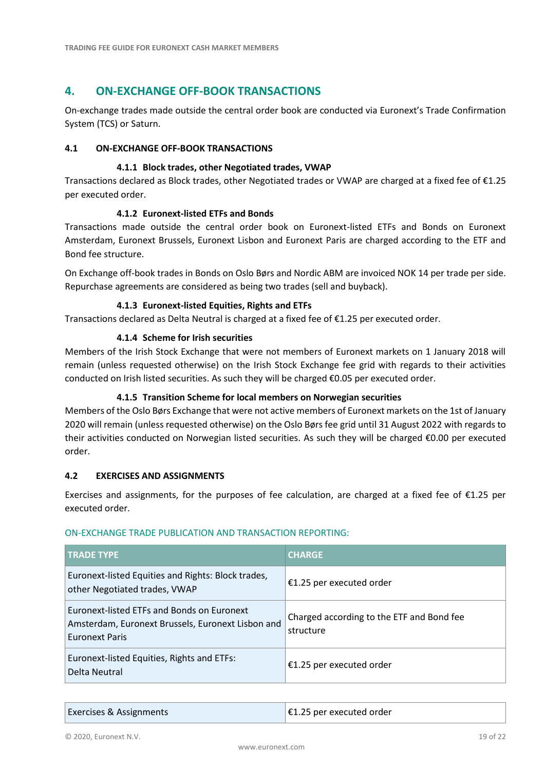## 4. ON-EXCHANGE OFF-BOOK TRANSACTIONS

On-exchange trades made outside the central order book are conducted via Euronext's Trade Confirmation System (TCS) or Saturn.

### 4.1 ON-EXCHANGE OFF-BOOK TRANSACTIONS

#### 4.1.1 Block trades, other Negotiated trades, VWAP

Transactions declared as Block trades, other Negotiated trades or VWAP are charged at a fixed fee of €1.25 per executed order.

#### 4.1.2 Euronext-listed ETFs and Bonds

Transactions made outside the central order book on Euronext-listed ETFs and Bonds on Euronext Amsterdam, Euronext Brussels, Euronext Lisbon and Euronext Paris are charged according to the ETF and Bond fee structure.

On Exchange off-book trades in Bonds on Oslo Børs and Nordic ABM are invoiced NOK 14 per trade per side. Repurchase agreements are considered as being two trades (sell and buyback).

#### 4.1.3 Euronext-listed Equities, Rights and ETFs

Transactions declared as Delta Neutral is charged at a fixed fee of €1.25 per executed order.

#### 4.1.4 Scheme for Irish securities

Members of the Irish Stock Exchange that were not members of Euronext markets on 1 January 2018 will remain (unless requested otherwise) on the Irish Stock Exchange fee grid with regards to their activities conducted on Irish listed securities. As such they will be charged €0.05 per executed order.

#### 4.1.5 Transition Scheme for local members on Norwegian securities

Members of the Oslo Børs Exchange that were not active members of Euronext markets on the 1st of January 2020 will remain (unless requested otherwise) on the Oslo Børs fee grid until 31 August 2022 with regards to their activities conducted on Norwegian listed securities. As such they will be charged €0.00 per executed order.

### 4.2 EXERCISES AND ASSIGNMENTS

Exercises and assignments, for the purposes of fee calculation, are charged at a fixed fee of €1.25 per executed order.

ON-EXCHANGE TRADE PUBLICATION AND TRANSACTION REPORTING:

| TRADE TYPE | CHARGE |
|---|---|
| Euronext-listed Equities and Rights: Block trades, other Negotiated trades, VWAP | €1.25 per executed order |
| Euronext-listed ETFs and Bonds on Euronext Amsterdam, Euronext Brussels, Euronext Lisbon and Euronext Paris | Charged according to the ETF and Bond fee structure |
| Euronext-listed Equities, Rights and ETFs: Delta Neutral | €1.25 per executed order |

| | |
|---|---|
| Exercises & Assignments | €1.25 per executed order |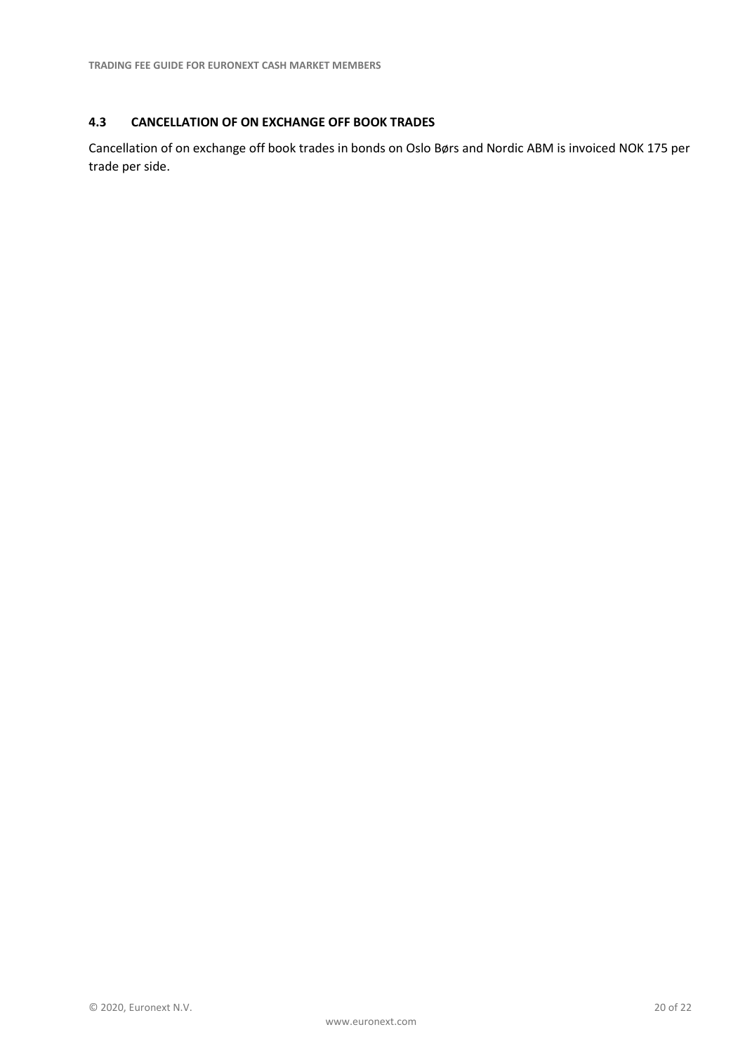### 4.3 CANCELLATION OF ON EXCHANGE OFF BOOK TRADES

Cancellation of on exchange off book trades in bonds on Oslo Børs and Nordic ABM is invoiced NOK 175 per trade per side.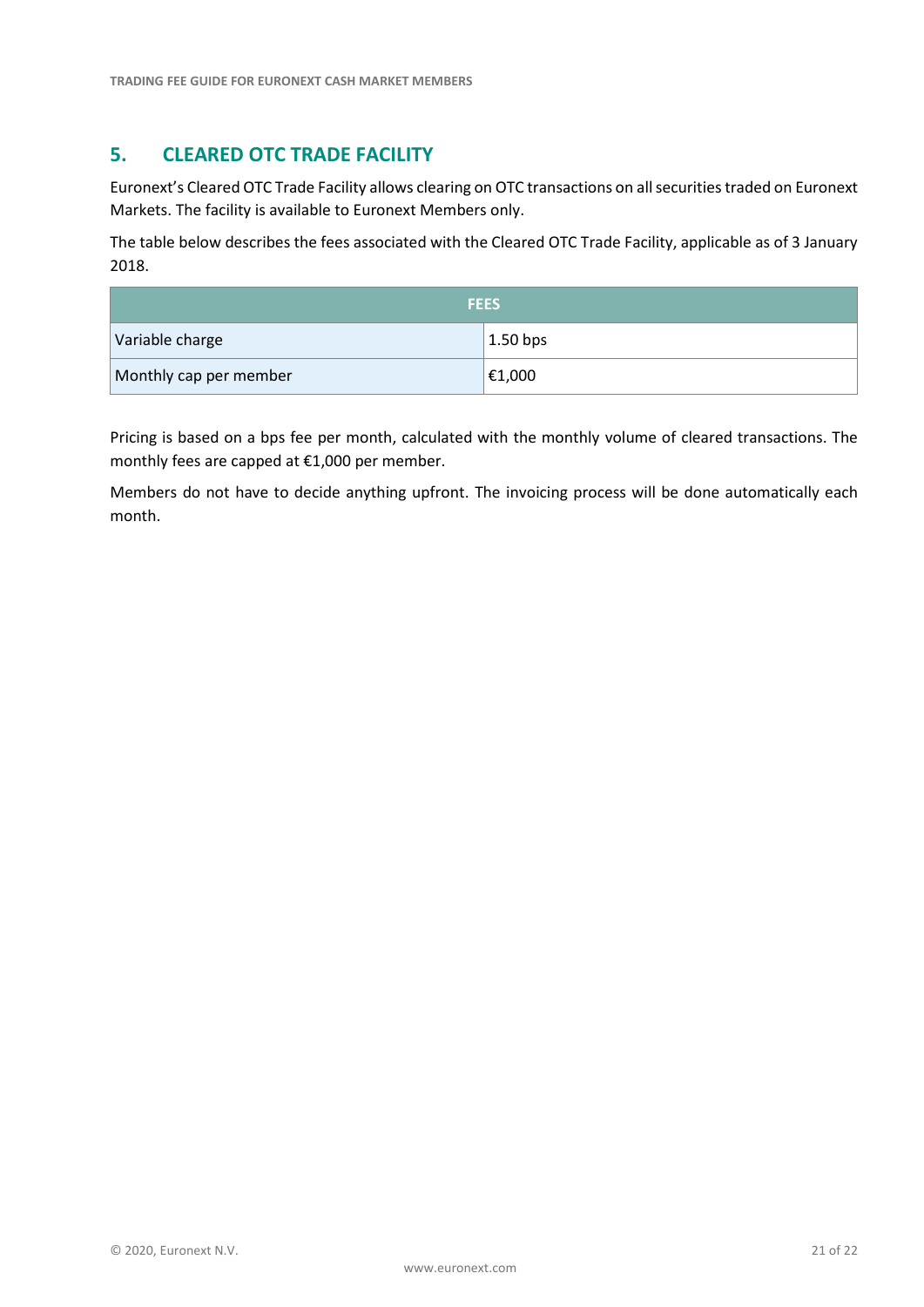## 5. CLEARED OTC TRADE FACILITY

Euronext's Cleared OTC Trade Facility allows clearing on OTC transactions on all securities traded on Euronext Markets. The facility is available to Euronext Members only.

The table below describes the fees associated with the Cleared OTC Trade Facility, applicable as of 3 January 2018.

| FEES | |
|---|---|
| Variable charge | 1.50 bps |
| Monthly cap per member | €1,000 |

Pricing is based on a bps fee per month, calculated with the monthly volume of cleared transactions. The monthly fees are capped at €1,000 per member.

Members do not have to decide anything upfront. The invoicing process will be done automatically each month.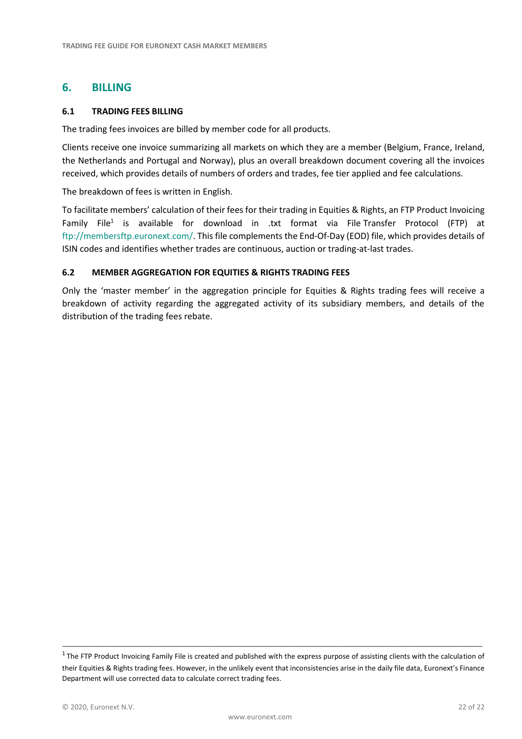## 6. BILLING

### 6.1 TRADING FEES BILLING

The trading fees invoices are billed by member code for all products.

Clients receive one invoice summarizing all markets on which they are a member (Belgium, France, Ireland, the Netherlands and Portugal and Norway), plus an overall breakdown document covering all the invoices received, which provides details of numbers of orders and trades, fee tier applied and fee calculations.

The breakdown of fees is written in English.

To facilitate members' calculation of their fees for their trading in Equities & Rights, an FTP Product Invoicing Family File[1] is available for download in .txt format via File Transfer Protocol (FTP) at ftp://membersftp.euronext.com/. This file complements the End-Of-Day (EOD) file, which provides details of ISIN codes and identifies whether trades are continuous, auction or trading-at-last trades.

### 6.2 MEMBER AGGREGATION FOR EQUITIES & RIGHTS TRADING FEES

Only the 'master member' in the aggregation principle for Equities & Rights trading fees will receive a breakdown of activity regarding the aggregated activity of its subsidiary members, and details of the distribution of the trading fees rebate.

---

[1] The FTP Product Invoicing Family File is created and published with the express purpose of assisting clients with the calculation of their Equities & Rights trading fees. However, in the unlikely event that inconsistencies arise in the daily file data, Euronext's Finance Department will use corrected data to calculate correct trading fees.